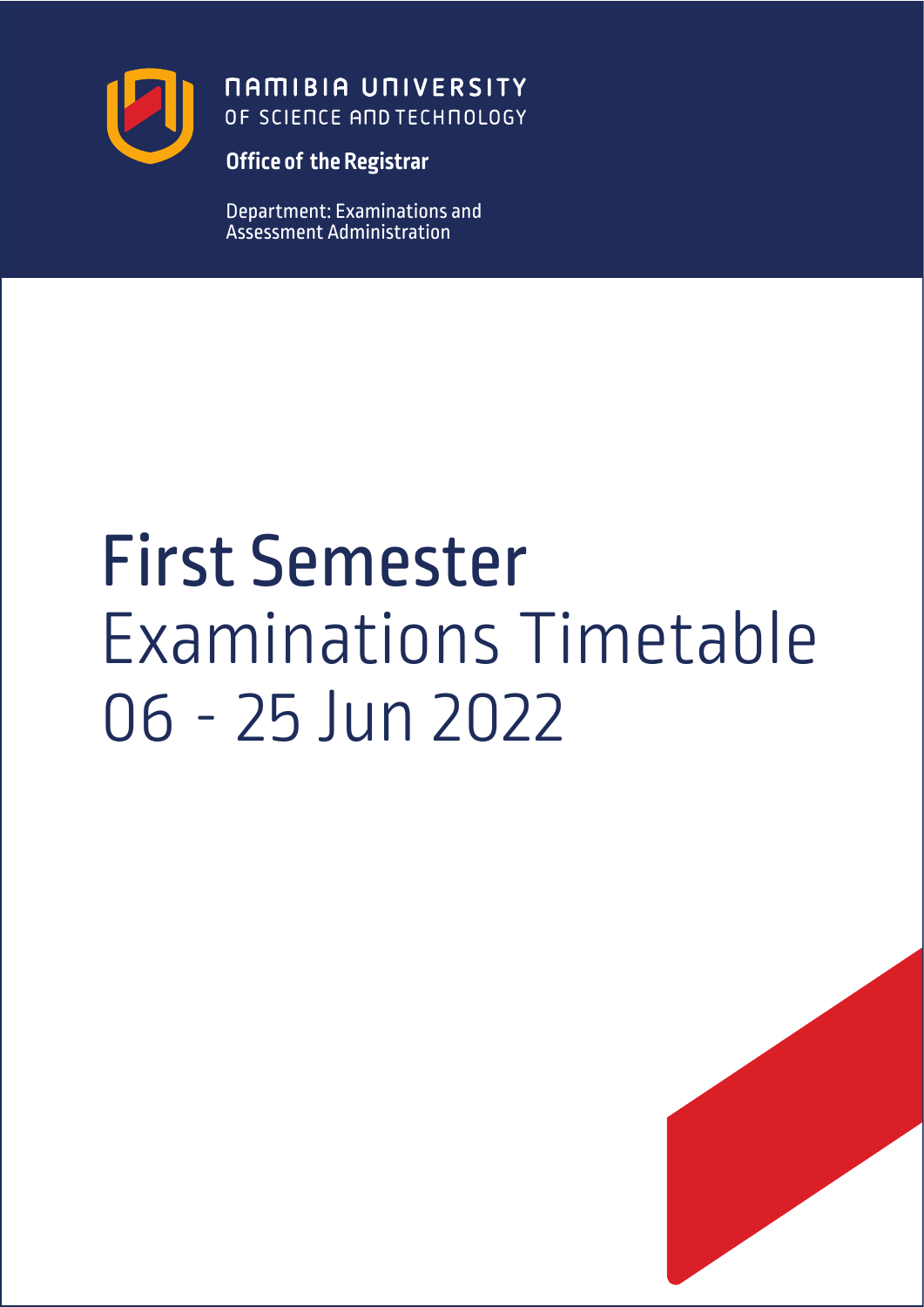NAMIBIA UNIVERSITY
OF SCIENCE AND TECHNOLOGY

**Office of the Registrar**

Department: Examinations and Assessment Administration

# First Semester Examinations Timetable 06 - 25 Jun 2022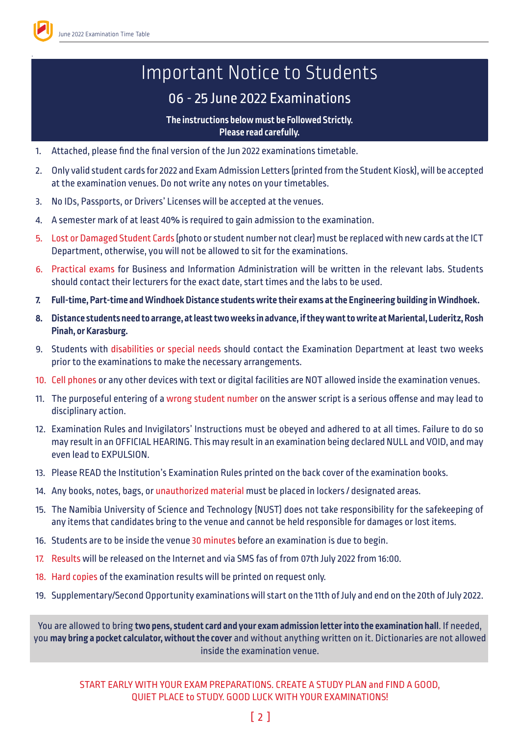# Important Notice to Students

## 06 - 25 June 2022 Examinations

**The instructions below must be Followed Strictly.**
**Please read carefully.**

1. Attached, please find the final version of the Jun 2022 examinations timetable.
2. Only valid student cards for 2022 and Exam Admission Letters (printed from the Student Kiosk), will be accepted at the examination venues. Do not write any notes on your timetables.
3. No IDs, Passports, or Drivers' Licenses will be accepted at the venues.
4. A semester mark of at least 40% is required to gain admission to the examination.
5. Lost or Damaged Student Cards (photo or student number not clear) must be replaced with new cards at the ICT Department, otherwise, you will not be allowed to sit for the examinations.
6. Practical exams for Business and Information Administration will be written in the relevant labs. Students should contact their lecturers for the exact date, start times and the labs to be used.
7. **Full-time, Part-time and Windhoek Distance students write their exams at the Engineering building in Windhoek.**
8. **Distance students need to arrange, at least two weeks in advance, if they want to write at Mariental, Luderitz, Rosh Pinah, or Karasburg.**
9. Students with disabilities or special needs should contact the Examination Department at least two weeks prior to the examinations to make the necessary arrangements.
10. Cell phones or any other devices with text or digital facilities are NOT allowed inside the examination venues.
11. The purposeful entering of a wrong student number on the answer script is a serious offense and may lead to disciplinary action.
12. Examination Rules and Invigilators' Instructions must be obeyed and adhered to at all times. Failure to do so may result in an OFFICIAL HEARING. This may result in an examination being declared NULL and VOID, and may even lead to EXPULSION.
13. Please READ the Institution's Examination Rules printed on the back cover of the examination books.
14. Any books, notes, bags, or unauthorized material must be placed in lockers / designated areas.
15. The Namibia University of Science and Technology (NUST) does not take responsibility for the safekeeping of any items that candidates bring to the venue and cannot be held responsible for damages or lost items.
16. Students are to be inside the venue 30 minutes before an examination is due to begin.
17. Results will be released on the Internet and via SMS fas of from 07th July 2022 from 16:00.
18. Hard copies of the examination results will be printed on request only.
19. Supplementary/Second Opportunity examinations will start on the 11th of July and end on the 20th of July 2022.

You are allowed to bring **two pens, student card and your exam admission letter into the examination hall**. If needed, you **may bring a pocket calculator, without the cover** and without anything written on it. Dictionaries are not allowed inside the examination venue.

START EARLY WITH YOUR EXAM PREPARATIONS. CREATE A STUDY PLAN and FIND A GOOD, QUIET PLACE to STUDY. GOOD LUCK WITH YOUR EXAMINATIONS!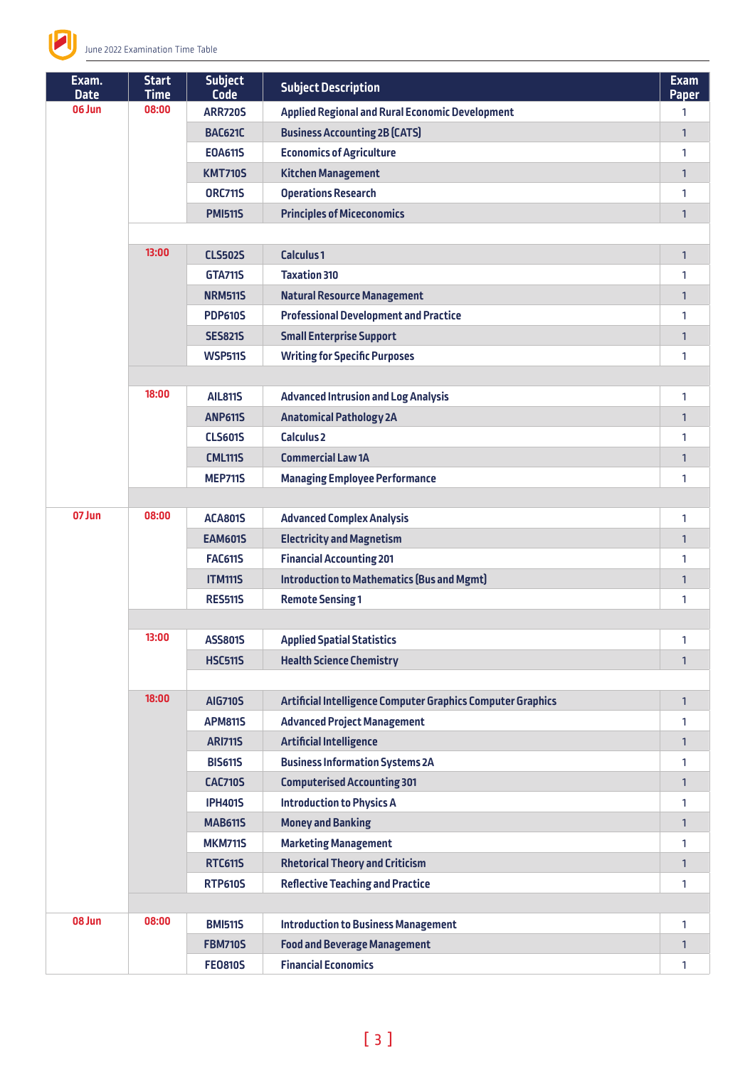| Exam. Date | Start Time | Subject Code | Subject Description | Exam Paper |
|---|---|---|---|---|
| 06 Jun | 08:00 | ARR720S | Applied Regional and Rural Economic Development | 1 |
| | | BAC621C | Business Accounting 2B (CATS) | 1 |
| | | EOA611S | Economics of Agriculture | 1 |
| | | KMT710S | Kitchen Management | 1 |
| | | ORC711S | Operations Research | 1 |
| | | PMI511S | Principles of Miceconomics | 1 |
| | | | | |
| | 13:00 | CLS502S | Calculus 1 | 1 |
| | | GTA711S | Taxation 310 | 1 |
| | | NRM511S | Natural Resource Management | 1 |
| | | PDP610S | Professional Development and Practice | 1 |
| | | SES821S | Small Enterprise Support | 1 |
| | | WSP511S | Writing for Specific Purposes | 1 |
| | | | | |
| | 18:00 | AIL811S | Advanced Intrusion and Log Analysis | 1 |
| | | ANP611S | Anatomical Pathology 2A | 1 |
| | | CLS601S | Calculus 2 | 1 |
| | | CML111S | Commercial Law 1A | 1 |
| | | MEP711S | Managing Employee Performance | 1 |
| | | | | |
| 07 Jun | 08:00 | ACA801S | Advanced Complex Analysis | 1 |
| | | EAM601S | Electricity and Magnetism | 1 |
| | | FAC611S | Financial Accounting 201 | 1 |
| | | ITM111S | Introduction to Mathematics (Bus and Mgmt) | 1 |
| | | RES511S | Remote Sensing 1 | 1 |
| | | | | |
| | 13:00 | ASS801S | Applied Spatial Statistics | 1 |
| | | HSC511S | Health Science Chemistry | 1 |
| | | | | |
| | 18:00 | AIG710S | Artificial Intelligence Computer Graphics Computer Graphics | 1 |
| | | APM811S | Advanced Project Management | 1 |
| | | ARI711S | Artificial Intelligence | 1 |
| | | BIS611S | Business Information Systems 2A | 1 |
| | | CAC710S | Computerised Accounting 301 | 1 |
| | | IPH401S | Introduction to Physics A | 1 |
| | | MAB611S | Money and Banking | 1 |
| | | MKM711S | Marketing Management | 1 |
| | | RTC611S | Rhetorical Theory and Criticism | 1 |
| | | RTP610S | Reflective Teaching and Practice | 1 |
| | | | | |
| 08 Jun | 08:00 | BMI511S | Introduction to Business Management | 1 |
| | | FBM710S | Food and Beverage Management | 1 |
| | | FEO810S | Financial Economics | 1 |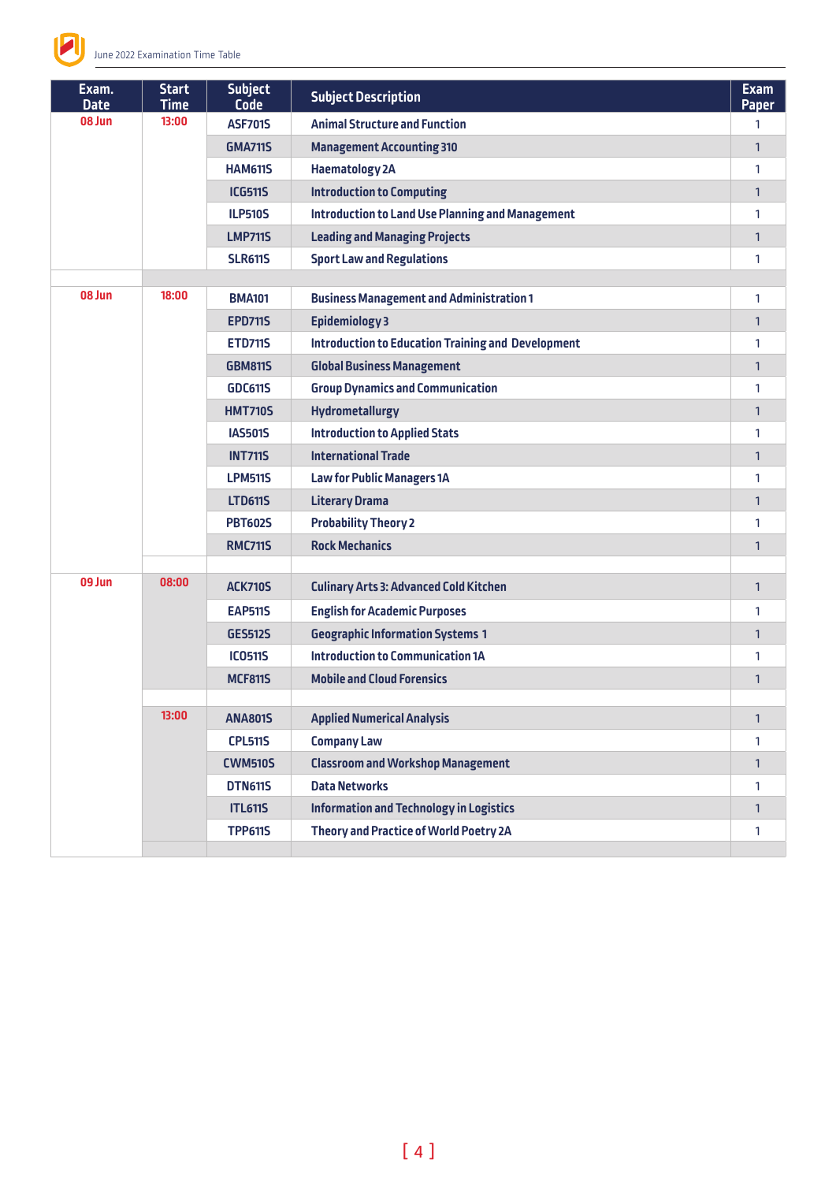| Exam. Date | Start Time | Subject Code | Subject Description | Exam Paper |
|---|---|---|---|---|
| 08 Jun | 13:00 | ASF701S | Animal Structure and Function | 1 |
| | | GMA711S | Management Accounting 310 | 1 |
| | | HAM611S | Haematology 2A | 1 |
| | | ICG511S | Introduction to Computing | 1 |
| | | ILP510S | Introduction to Land Use Planning and Management | 1 |
| | | LMP711S | Leading and Managing Projects | 1 |
| | | SLR611S | Sport Law and Regulations | 1 |
| | | | | |
| 08 Jun | 18:00 | BMA101 | Business Management and Administration 1 | 1 |
| | | EPD711S | Epidemiology 3 | 1 |
| | | ETD711S | Introduction to Education Training and Development | 1 |
| | | GBM811S | Global Business Management | 1 |
| | | GDC611S | Group Dynamics and Communication | 1 |
| | | HMT710S | Hydrometallurgy | 1 |
| | | IAS501S | Introduction to Applied Stats | 1 |
| | | INT711S | International Trade | 1 |
| | | LPM511S | Law for Public Managers 1A | 1 |
| | | LTD611S | Literary Drama | 1 |
| | | PBT602S | Probability Theory 2 | 1 |
| | | RMC711S | Rock Mechanics | 1 |
| | | | | |
| 09 Jun | 08:00 | ACK710S | Culinary Arts 3: Advanced Cold Kitchen | 1 |
| | | EAP511S | English for Academic Purposes | 1 |
| | | GES512S | Geographic Information Systems 1 | 1 |
| | | ICO511S | Introduction to Communication 1A | 1 |
| | | MCF811S | Mobile and Cloud Forensics | 1 |
| | | | | |
| | 13:00 | ANA801S | Applied Numerical Analysis | 1 |
| | | CPL511S | Company Law | 1 |
| | | CWM510S | Classroom and Workshop Management | 1 |
| | | DTN611S | Data Networks | 1 |
| | | ITL611S | Information and Technology in Logistics | 1 |
| | | TPP611S | Theory and Practice of World Poetry 2A | 1 |
| | | | | |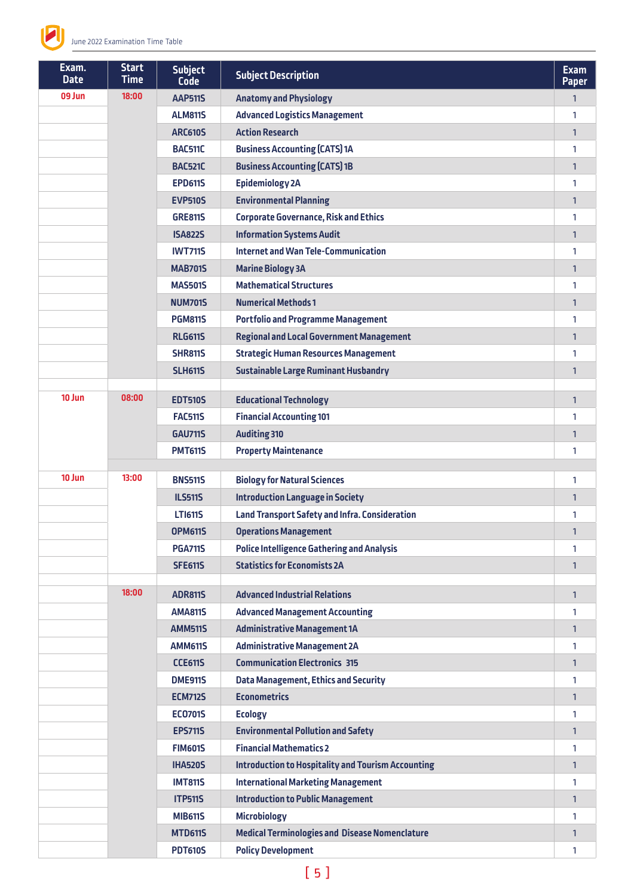| Exam. Date | Start Time | Subject Code | Subject Description | Exam Paper |
|---|---|---|---|---|
| 09 Jun | 18:00 | AAP511S | Anatomy and Physiology | 1 |
| | | ALM811S | Advanced Logistics Management | 1 |
| | | ARC610S | Action Research | 1 |
| | | BAC511C | Business Accounting (CATS) 1A | 1 |
| | | BAC521C | Business Accounting (CATS) 1B | 1 |
| | | EPD611S | Epidemiology 2A | 1 |
| | | EVP510S | Environmental Planning | 1 |
| | | GRE811S | Corporate Governance, Risk and Ethics | 1 |
| | | ISA822S | Information Systems Audit | 1 |
| | | IWT711S | Internet and Wan Tele-Communication | 1 |
| | | MAB701S | Marine Biology 3A | 1 |
| | | MAS501S | Mathematical Structures | 1 |
| | | NUM701S | Numerical Methods 1 | 1 |
| | | PGM811S | Portfolio and Programme Management | 1 |
| | | RLG611S | Regional and Local Government Management | 1 |
| | | SHR811S | Strategic Human Resources Management | 1 |
| | | SLH611S | Sustainable Large Ruminant Husbandry | 1 |
| 10 Jun | 08:00 | EDT510S | Educational Technology | 1 |
| | | FAC511S | Financial Accounting 101 | 1 |
| | | GAU711S | Auditing 310 | 1 |
| | | PMT611S | Property Maintenance | 1 |
| 10 Jun | 13:00 | BNS511S | Biology for Natural Sciences | 1 |
| | | ILS511S | Introduction Language in Society | 1 |
| | | LTI611S | Land Transport Safety and Infra. Consideration | 1 |
| | | OPM611S | Operations Management | 1 |
| | | PGA711S | Police Intelligence Gathering and Analysis | 1 |
| | | SFE611S | Statistics for Economists 2A | 1 |
| | 18:00 | ADR811S | Advanced Industrial Relations | 1 |
| | | AMA811S | Advanced Management Accounting | 1 |
| | | AMM511S | Administrative Management 1A | 1 |
| | | AMM611S | Administrative Management 2A | 1 |
| | | CCE611S | Communication Electronics 315 | 1 |
| | | DME911S | Data Management, Ethics and Security | 1 |
| | | ECM712S | Econometrics | 1 |
| | | ECO701S | Ecology | 1 |
| | | EPS711S | Environmental Pollution and Safety | 1 |
| | | FIM601S | Financial Mathematics 2 | 1 |
| | | IHA520S | Introduction to Hospitality and Tourism Accounting | 1 |
| | | IMT811S | International Marketing Management | 1 |
| | | ITP511S | Introduction to Public Management | 1 |
| | | MIB611S | Microbiology | 1 |
| | | MTD611S | Medical Terminologies and Disease Nomenclature | 1 |
| | | PDT610S | Policy Development | 1 |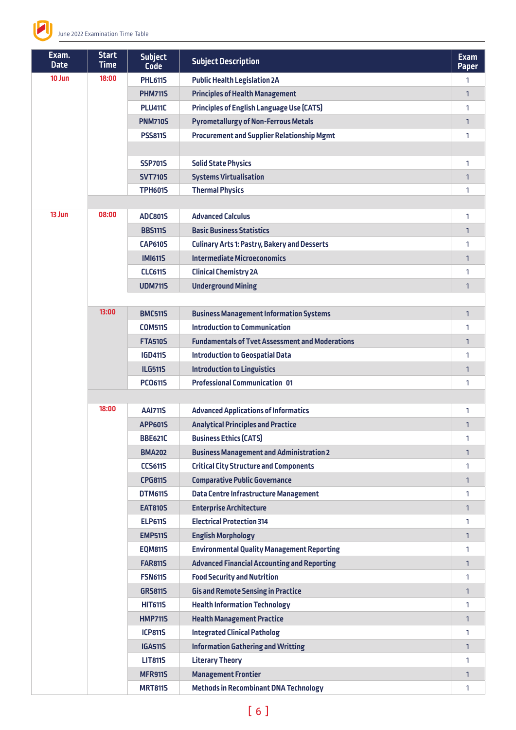| Exam. Date | Start Time | Subject Code | Subject Description | Exam Paper |
|---|---|---|---|---|
| 10 Jun | 18:00 | PHL611S | Public Health Legislation 2A | 1 |
| | | PHM711S | Principles of Health Management | 1 |
| | | PLU411C | Principles of English Language Use (CATS) | 1 |
| | | PNM710S | Pyrometallurgy of Non-Ferrous Metals | 1 |
| | | PSS811S | Procurement and Supplier Relationship Mgmt | 1 |
| | | | | |
| | | SSP701S | Solid State Physics | 1 |
| | | SVT710S | Systems Virtualisation | 1 |
| | | TPH601S | Thermal Physics | 1 |
| | | | | |
| 13 Jun | 08:00 | ADC801S | Advanced Calculus | 1 |
| | | BBS111S | Basic Business Statistics | 1 |
| | | CAP610S | Culinary Arts 1: Pastry, Bakery and Desserts | 1 |
| | | IMI611S | Intermediate Microeconomics | 1 |
| | | CLC611S | Clinical Chemistry 2A | 1 |
| | | UDM711S | Underground Mining | 1 |
| | | | | |
| | 13:00 | BMC511S | Business Management Information Systems | 1 |
| | | COM511S | Introduction to Communication | 1 |
| | | FTA510S | Fundamentals of Tvet Assessment and Moderations | 1 |
| | | IGD411S | Introduction to Geospatial Data | 1 |
| | | ILG511S | Introduction to Linguistics | 1 |
| | | PCO611S | Professional Communication 01 | 1 |
| | | | | |
| | 18:00 | AAI711S | Advanced Applications of Informatics | 1 |
| | | APP601S | Analytical Principles and Practice | 1 |
| | | BBE621C | Business Ethics (CATS) | 1 |
| | | BMA202 | Business Management and Administration 2 | 1 |
| | | CCS611S | Critical City Structure and Components | 1 |
| | | CPG811S | Comparative Public Governance | 1 |
| | | DTM611S | Data Centre Infrastructure Management | 1 |
| | | EAT810S | Enterprise Architecture | 1 |
| | | ELP611S | Electrical Protection 314 | 1 |
| | | EMP511S | English Morphology | 1 |
| | | EQM811S | Environmental Quality Management Reporting | 1 |
| | | FAR811S | Advanced Financial Accounting and Reporting | 1 |
| | | FSN611S | Food Security and Nutrition | 1 |
| | | GRS811S | Gis and Remote Sensing in Practice | 1 |
| | | HIT611S | Health Information Technology | 1 |
| | | HMP711S | Health Management Practice | 1 |
| | | ICP811S | Integrated Clinical Patholog | 1 |
| | | IGA511S | Information Gathering and Writting | 1 |
| | | LIT811S | Literary Theory | 1 |
| | | MFR911S | Management Frontier | 1 |
| | | MRT811S | Methods in Recombinant DNA Technology | 1 |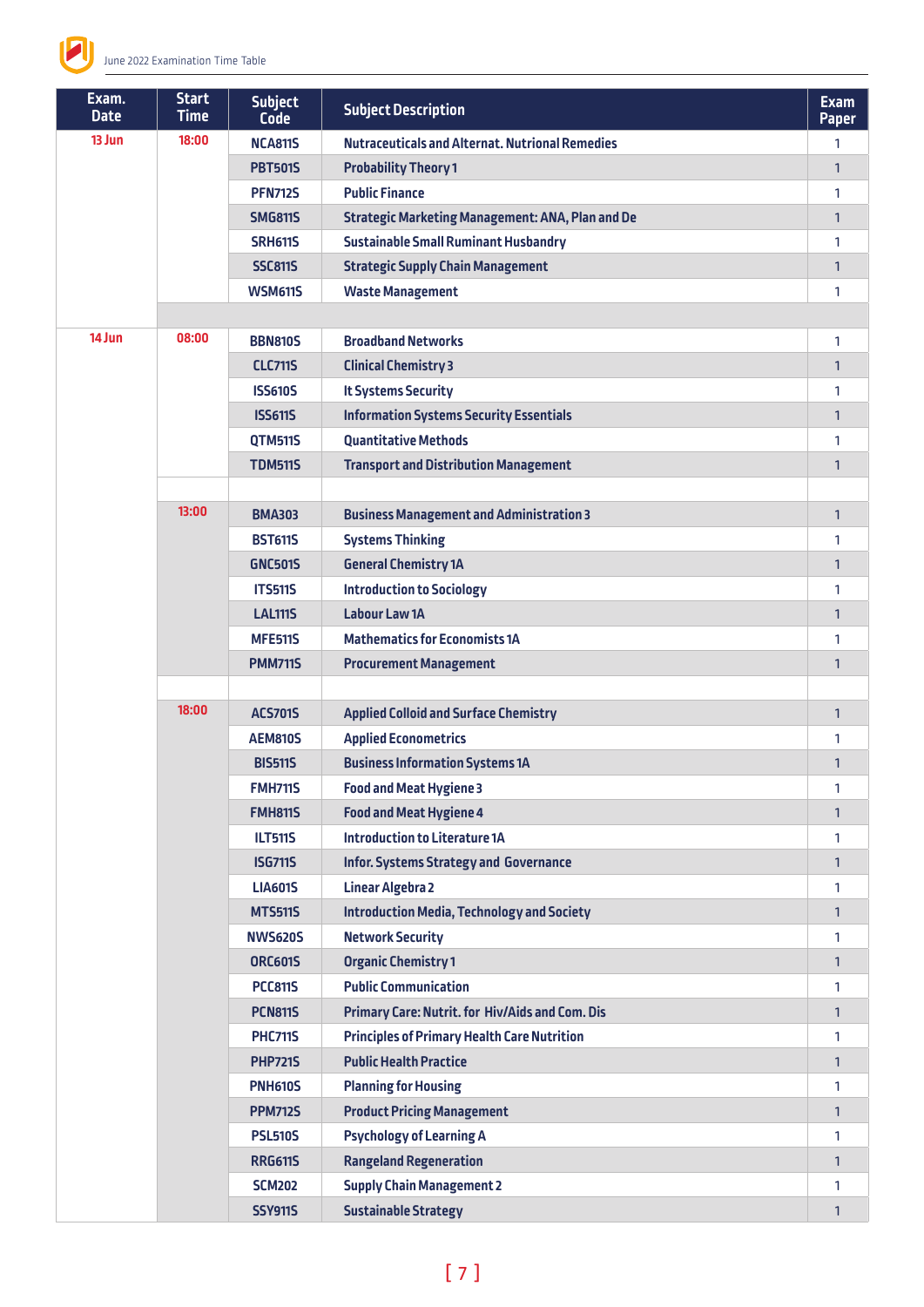| Exam. Date | Start Time | Subject Code | Subject Description | Exam Paper |
|---|---|---|---|---|
| 13 Jun | 18:00 | NCA811S | Nutraceuticals and Alternat. Nutrional Remedies | 1 |
| | | PBT501S | Probability Theory 1 | 1 |
| | | PFN712S | Public Finance | 1 |
| | | SMG811S | Strategic Marketing Management: ANA, Plan and De | 1 |
| | | SRH611S | Sustainable Small Ruminant Husbandry | 1 |
| | | SSC811S | Strategic Supply Chain Management | 1 |
| | | WSM611S | Waste Management | 1 |
| | | | | |
| 14 Jun | 08:00 | BBN810S | Broadband Networks | 1 |
| | | CLC711S | Clinical Chemistry 3 | 1 |
| | | ISS610S | It Systems Security | 1 |
| | | ISS611S | Information Systems Security Essentials | 1 |
| | | QTM511S | Quantitative Methods | 1 |
| | | TDM511S | Transport and Distribution Management | 1 |
| | | | | |
| | 13:00 | BMA303 | Business Management and Administration 3 | 1 |
| | | BST611S | Systems Thinking | 1 |
| | | GNC501S | General Chemistry 1A | 1 |
| | | ITS511S | Introduction to Sociology | 1 |
| | | LAL111S | Labour Law 1A | 1 |
| | | MFE511S | Mathematics for Economists 1A | 1 |
| | | PMM711S | Procurement Management | 1 |
| | | | | |
| | 18:00 | ACS701S | Applied Colloid and Surface Chemistry | 1 |
| | | AEM810S | Applied Econometrics | 1 |
| | | BIS511S | Business Information Systems 1A | 1 |
| | | FMH711S | Food and Meat Hygiene 3 | 1 |
| | | FMH811S | Food and Meat Hygiene 4 | 1 |
| | | ILT511S | Introduction to Literature 1A | 1 |
| | | ISG711S | Infor. Systems Strategy and Governance | 1 |
| | | LIA601S | Linear Algebra 2 | 1 |
| | | MTS511S | Introduction Media, Technology and Society | 1 |
| | | NWS620S | Network Security | 1 |
| | | ORC601S | Organic Chemistry 1 | 1 |
| | | PCC811S | Public Communication | 1 |
| | | PCN811S | Primary Care: Nutrit. for Hiv/Aids and Com. Dis | 1 |
| | | PHC711S | Principles of Primary Health Care Nutrition | 1 |
| | | PHP721S | Public Health Practice | 1 |
| | | PNH610S | Planning for Housing | 1 |
| | | PPM712S | Product Pricing Management | 1 |
| | | PSL510S | Psychology of Learning A | 1 |
| | | RRG611S | Rangeland Regeneration | 1 |
| | | SCM202 | Supply Chain Management 2 | 1 |
| | | SSY911S | Sustainable Strategy | 1 |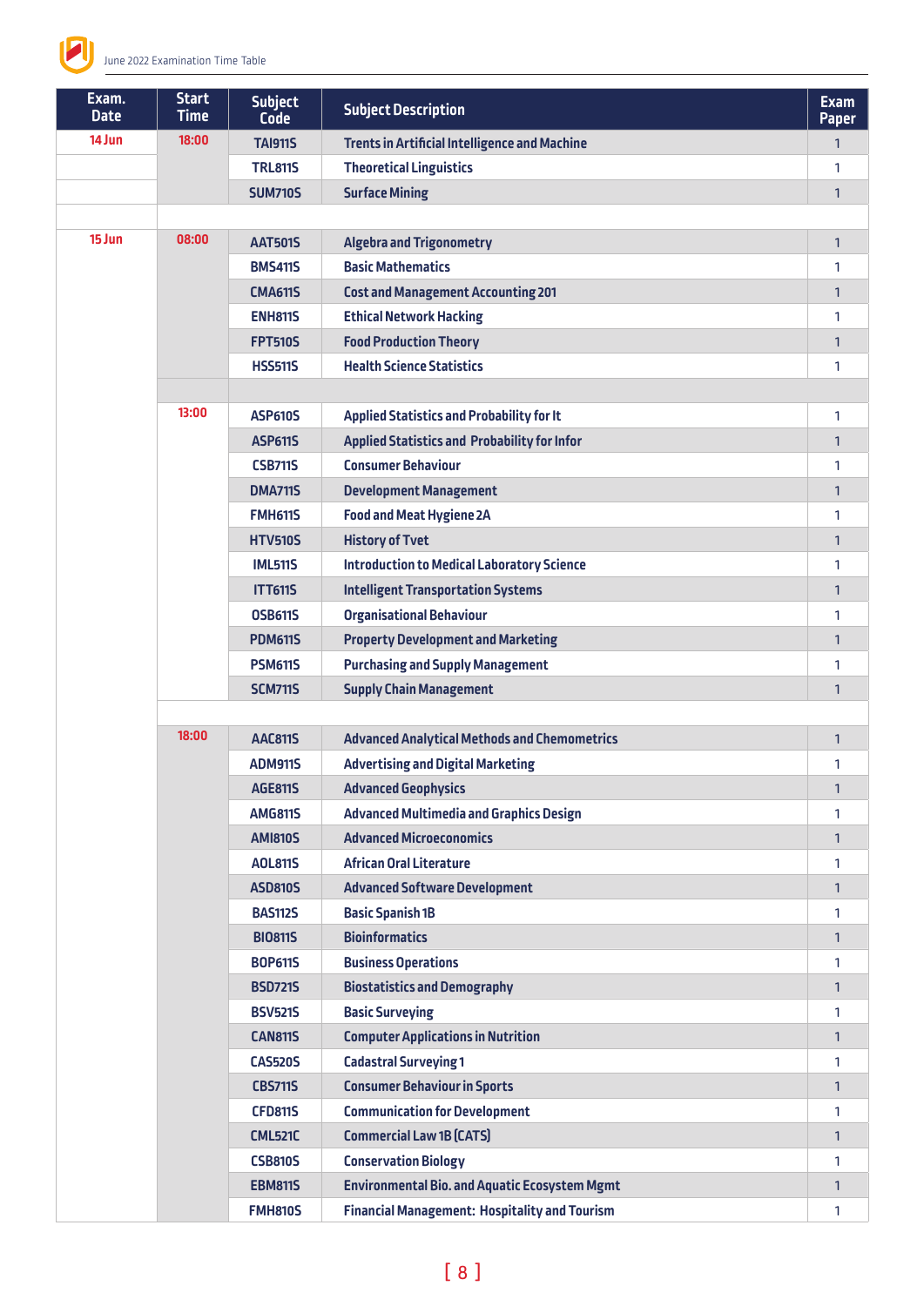| Exam. Date | Start Time | Subject Code | Subject Description | Exam Paper |
|---|---|---|---|---|
| 14 Jun | 18:00 | TAI911S | Trents in Artificial Intelligence and Machine | 1 |
| | | TRL811S | Theoretical Linguistics | 1 |
| | | SUM710S | Surface Mining | 1 |
| | | | | |
| 15 Jun | 08:00 | AAT501S | Algebra and Trigonometry | 1 |
| | | BMS411S | Basic Mathematics | 1 |
| | | CMA611S | Cost and Management Accounting 201 | 1 |
| | | ENH811S | Ethical Network Hacking | 1 |
| | | FPT510S | Food Production Theory | 1 |
| | | HSS511S | Health Science Statistics | 1 |
| | | | | |
| | 13:00 | ASP610S | Applied Statistics and Probability for It | 1 |
| | | ASP611S | Applied Statistics and Probability for Infor | 1 |
| | | CSB711S | Consumer Behaviour | 1 |
| | | DMA711S | Development Management | 1 |
| | | FMH611S | Food and Meat Hygiene 2A | 1 |
| | | HTV510S | History of Tvet | 1 |
| | | IML511S | Introduction to Medical Laboratory Science | 1 |
| | | ITT611S | Intelligent Transportation Systems | 1 |
| | | OSB611S | Organisational Behaviour | 1 |
| | | PDM611S | Property Development and Marketing | 1 |
| | | PSM611S | Purchasing and Supply Management | 1 |
| | | SCM711S | Supply Chain Management | 1 |
| | | | | |
| | 18:00 | AAC811S | Advanced Analytical Methods and Chemometrics | 1 |
| | | ADM911S | Advertising and Digital Marketing | 1 |
| | | AGE811S | Advanced Geophysics | 1 |
| | | AMG811S | Advanced Multimedia and Graphics Design | 1 |
| | | AMI810S | Advanced Microeconomics | 1 |
| | | AOL811S | African Oral Literature | 1 |
| | | ASD810S | Advanced Software Development | 1 |
| | | BAS112S | Basic Spanish 1B | 1 |
| | | BIO811S | Bioinformatics | 1 |
| | | BOP611S | Business Operations | 1 |
| | | BSD721S | Biostatistics and Demography | 1 |
| | | BSV521S | Basic Surveying | 1 |
| | | CAN811S | Computer Applications in Nutrition | 1 |
| | | CAS520S | Cadastral Surveying 1 | 1 |
| | | CBS711S | Consumer Behaviour in Sports | 1 |
| | | CFD811S | Communication for Development | 1 |
| | | CML521C | Commercial Law 1B (CATS) | 1 |
| | | CSB810S | Conservation Biology | 1 |
| | | EBM811S | Environmental Bio. and Aquatic Ecosystem Mgmt | 1 |
| | | FMH810S | Financial Management: Hospitality and Tourism | 1 |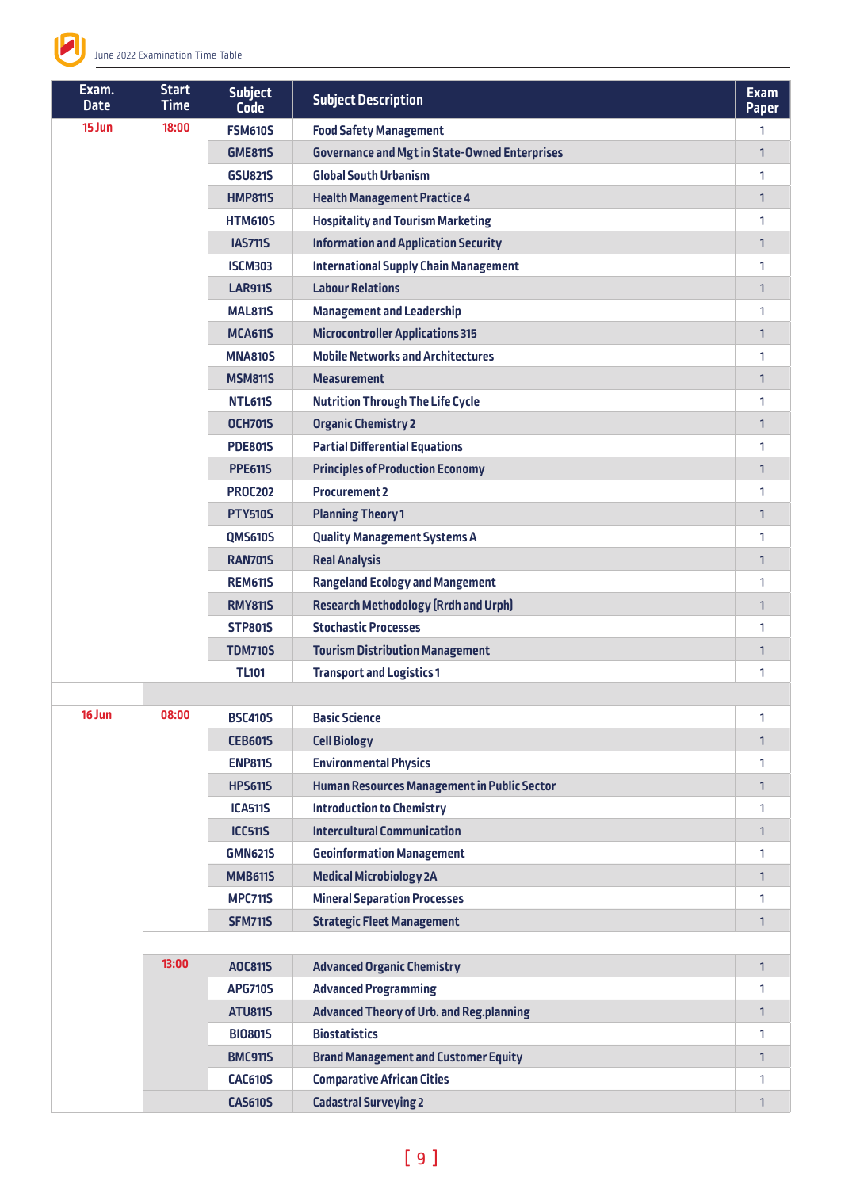| Exam. Date | Start Time | Subject Code | Subject Description | Exam Paper |
|---|---|---|---|---|
| 15 Jun | 18:00 | FSM610S | Food Safety Management | 1 |
| | | GME811S | Governance and Mgt in State-Owned Enterprises | 1 |
| | | GSU821S | Global South Urbanism | 1 |
| | | HMP811S | Health Management Practice 4 | 1 |
| | | HTM610S | Hospitality and Tourism Marketing | 1 |
| | | IAS711S | Information and Application Security | 1 |
| | | ISCM303 | International Supply Chain Management | 1 |
| | | LAR911S | Labour Relations | 1 |
| | | MAL811S | Management and Leadership | 1 |
| | | MCA611S | Microcontroller Applications 315 | 1 |
| | | MNA810S | Mobile Networks and Architectures | 1 |
| | | MSM811S | Measurement | 1 |
| | | NTL611S | Nutrition Through The Life Cycle | 1 |
| | | OCH701S | Organic Chemistry 2 | 1 |
| | | PDE801S | Partial Differential Equations | 1 |
| | | PPE611S | Principles of Production Economy | 1 |
| | | PROC202 | Procurement 2 | 1 |
| | | PTY510S | Planning Theory 1 | 1 |
| | | QMS610S | Quality Management Systems A | 1 |
| | | RAN701S | Real Analysis | 1 |
| | | REM611S | Rangeland Ecology and Mangement | 1 |
| | | RMY811S | Research Methodology (Rrdh and Urph) | 1 |
| | | STP801S | Stochastic Processes | 1 |
| | | TDM710S | Tourism Distribution Management | 1 |
| | | TL101 | Transport and Logistics 1 | 1 |
| | | | | |
| 16 Jun | 08:00 | BSC410S | Basic Science | 1 |
| | | CEB601S | Cell Biology | 1 |
| | | ENP811S | Environmental Physics | 1 |
| | | HPS611S | Human Resources Management in Public Sector | 1 |
| | | ICA511S | Introduction to Chemistry | 1 |
| | | ICC511S | Intercultural Communication | 1 |
| | | GMN621S | Geoinformation Management | 1 |
| | | MMB611S | Medical Microbiology 2A | 1 |
| | | MPC711S | Mineral Separation Processes | 1 |
| | | SFM711S | Strategic Fleet Management | 1 |
| | | | | |
| | 13:00 | AOC811S | Advanced Organic Chemistry | 1 |
| | | APG710S | Advanced Programming | 1 |
| | | ATU811S | Advanced Theory of Urb. and Reg.planning | 1 |
| | | BIO801S | Biostatistics | 1 |
| | | BMC911S | Brand Management and Customer Equity | 1 |
| | | CAC610S | Comparative African Cities | 1 |
| | | CAS610S | Cadastral Surveying 2 | 1 |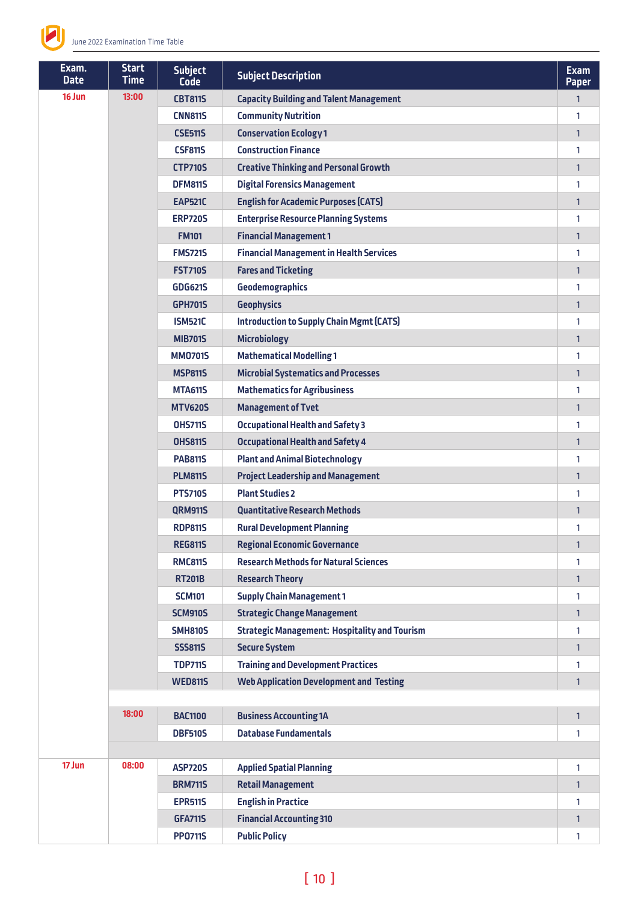| Exam. Date | Start Time | Subject Code | Subject Description | Exam Paper |
|---|---|---|---|---|
| 16 Jun | 13:00 | CBT811S | Capacity Building and Talent Management | 1 |
| | | CNN811S | Community Nutrition | 1 |
| | | CSE511S | Conservation Ecology 1 | 1 |
| | | CSF811S | Construction Finance | 1 |
| | | CTP710S | Creative Thinking and Personal Growth | 1 |
| | | DFM811S | Digital Forensics Management | 1 |
| | | EAP521C | English for Academic Purposes (CATS) | 1 |
| | | ERP720S | Enterprise Resource Planning Systems | 1 |
| | | FM101 | Financial Management 1 | 1 |
| | | FMS721S | Financial Management in Health Services | 1 |
| | | FST710S | Fares and Ticketing | 1 |
| | | GDG621S | Geodemographics | 1 |
| | | GPH701S | Geophysics | 1 |
| | | ISM521C | Introduction to Supply Chain Mgmt (CATS) | 1 |
| | | MIB701S | Microbiology | 1 |
| | | MMO701S | Mathematical Modelling 1 | 1 |
| | | MSP811S | Microbial Systematics and Processes | 1 |
| | | MTA611S | Mathematics for Agribusiness | 1 |
| | | MTV620S | Management of Tvet | 1 |
| | | OHS711S | Occupational Health and Safety 3 | 1 |
| | | OHS811S | Occupational Health and Safety 4 | 1 |
| | | PAB811S | Plant and Animal Biotechnology | 1 |
| | | PLM811S | Project Leadership and Management | 1 |
| | | PTS710S | Plant Studies 2 | 1 |
| | | QRM911S | Quantitative Research Methods | 1 |
| | | RDP811S | Rural Development Planning | 1 |
| | | REG811S | Regional Economic Governance | 1 |
| | | RMC811S | Research Methods for Natural Sciences | 1 |
| | | RT201B | Research Theory | 1 |
| | | SCM101 | Supply Chain Management 1 | 1 |
| | | SCM910S | Strategic Change Management | 1 |
| | | SMH810S | Strategic Management: Hospitality and Tourism | 1 |
| | | SSS811S | Secure System | 1 |
| | | TDP711S | Training and Development Practices | 1 |
| | | WED811S | Web Application Development and Testing | 1 |
| | | | | |
| | 18:00 | BAC1100 | Business Accounting 1A | 1 |
| | | DBF510S | Database Fundamentals | 1 |
| | | | | |
| 17 Jun | 08:00 | ASP720S | Applied Spatial Planning | 1 |
| | | BRM711S | Retail Management | 1 |
| | | EPR511S | English in Practice | 1 |
| | | GFA711S | Financial Accounting 310 | 1 |
| | | PPO711S | Public Policy | 1 |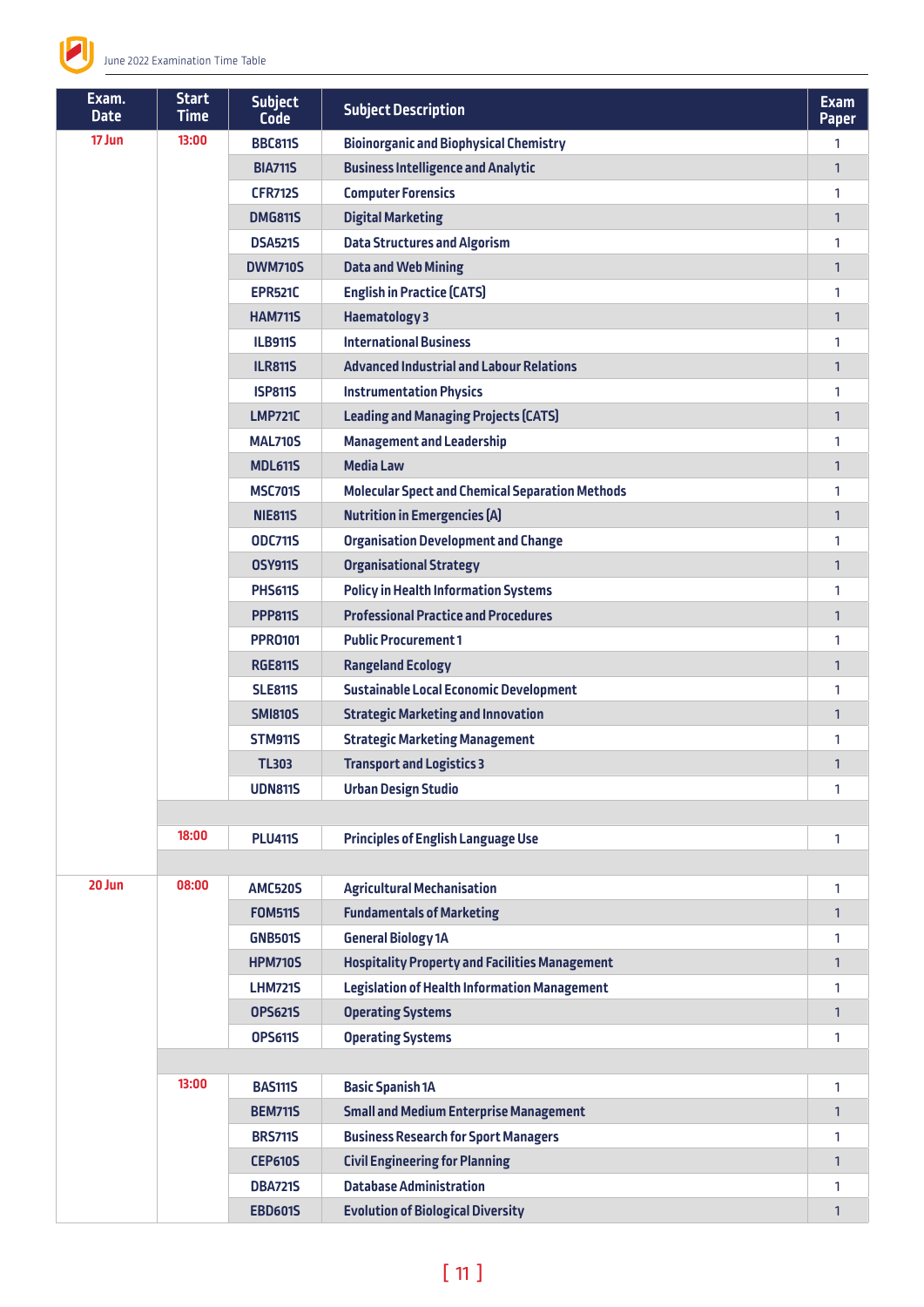| Exam. Date | Start Time | Subject Code | Subject Description | Exam Paper |
|---|---|---|---|---|
| 17 Jun | 13:00 | BBC811S | Bioinorganic and Biophysical Chemistry | 1 |
| | | BIA711S | Business Intelligence and Analytic | 1 |
| | | CFR712S | Computer Forensics | 1 |
| | | DMG811S | Digital Marketing | 1 |
| | | DSA521S | Data Structures and Algorism | 1 |
| | | DWM710S | Data and Web Mining | 1 |
| | | EPR521C | English in Practice (CATS) | 1 |
| | | HAM711S | Haematology 3 | 1 |
| | | ILB911S | International Business | 1 |
| | | ILR811S | Advanced Industrial and Labour Relations | 1 |
| | | ISP811S | Instrumentation Physics | 1 |
| | | LMP721C | Leading and Managing Projects (CATS) | 1 |
| | | MAL710S | Management and Leadership | 1 |
| | | MDL611S | Media Law | 1 |
| | | MSC701S | Molecular Spect and Chemical Separation Methods | 1 |
| | | NIE811S | Nutrition in Emergencies (A) | 1 |
| | | ODC711S | Organisation Development and Change | 1 |
| | | OSY911S | Organisational Strategy | 1 |
| | | PHS611S | Policy in Health Information Systems | 1 |
| | | PPP811S | Professional Practice and Procedures | 1 |
| | | PPRO101 | Public Procurement 1 | 1 |
| | | RGE811S | Rangeland Ecology | 1 |
| | | SLE811S | Sustainable Local Economic Development | 1 |
| | | SMI810S | Strategic Marketing and Innovation | 1 |
| | | STM911S | Strategic Marketing Management | 1 |
| | | TL303 | Transport and Logistics 3 | 1 |
| | | UDN811S | Urban Design Studio | 1 |
| | | | | |
| | 18:00 | PLU411S | Principles of English Language Use | 1 |
| | | | | |
| 20 Jun | 08:00 | AMC520S | Agricultural Mechanisation | 1 |
| | | FOM511S | Fundamentals of Marketing | 1 |
| | | GNB501S | General Biology 1A | 1 |
| | | HPM710S | Hospitality Property and Facilities Management | 1 |
| | | LHM721S | Legislation of Health Information Management | 1 |
| | | OPS621S | Operating Systems | 1 |
| | | OPS611S | Operating Systems | 1 |
| | | | | |
| | 13:00 | BAS111S | Basic Spanish 1A | 1 |
| | | BEM711S | Small and Medium Enterprise Management | 1 |
| | | BRS711S | Business Research for Sport Managers | 1 |
| | | CEP610S | Civil Engineering for Planning | 1 |
| | | DBA721S | Database Administration | 1 |
| | | EBD601S | Evolution of Biological Diversity | 1 |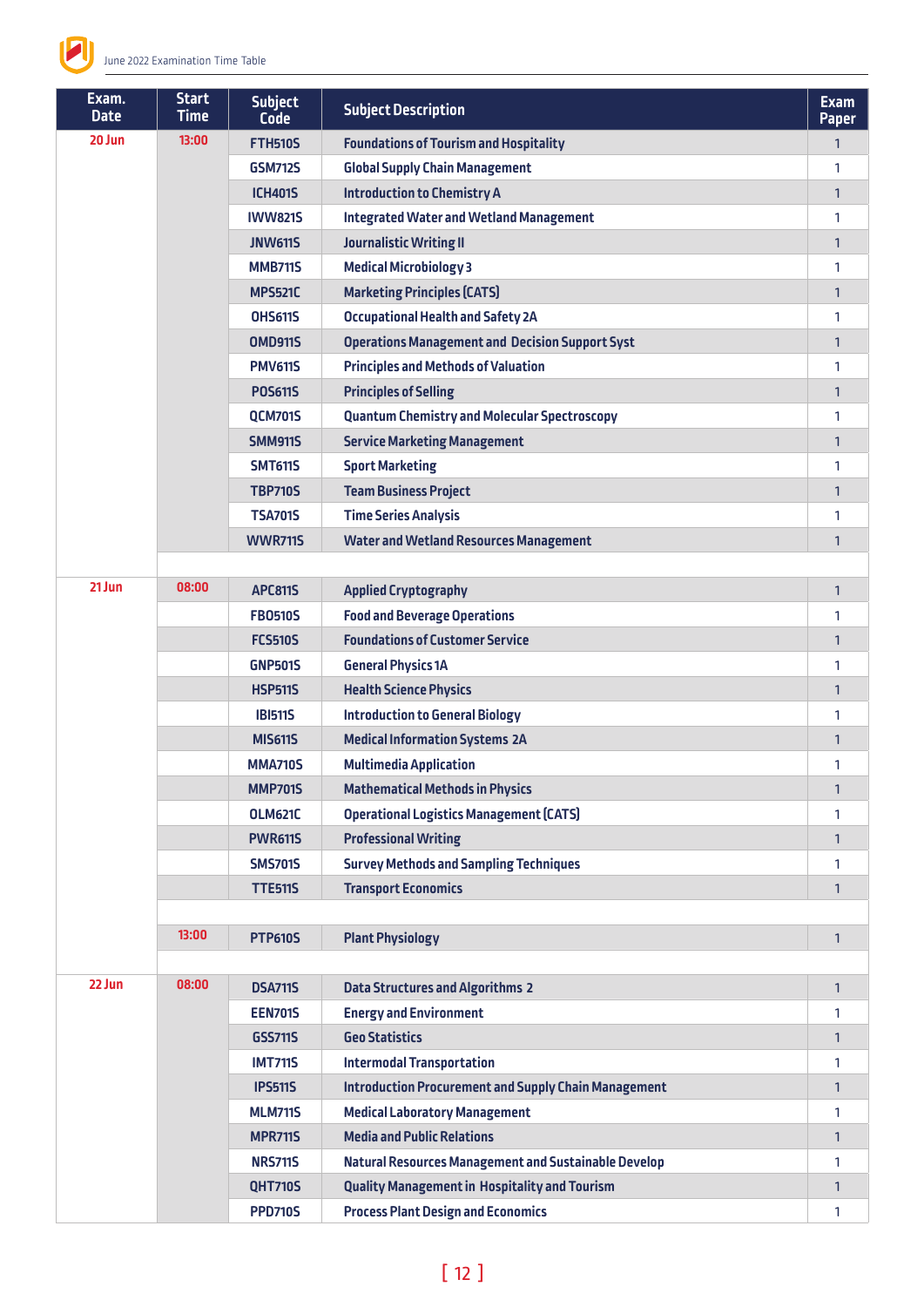| Exam. Date | Start Time | Subject Code | Subject Description | Exam Paper |
|---|---|---|---|---|
| 20 Jun | 13:00 | FTH510S | Foundations of Tourism and Hospitality | 1 |
| | | GSM712S | Global Supply Chain Management | 1 |
| | | ICH401S | Introduction to Chemistry A | 1 |
| | | IWW821S | Integrated Water and Wetland Management | 1 |
| | | JNW611S | Journalistic Writing II | 1 |
| | | MMB711S | Medical Microbiology 3 | 1 |
| | | MPS521C | Marketing Principles (CATS) | 1 |
| | | OHS611S | Occupational Health and Safety 2A | 1 |
| | | OMD911S | Operations Management and Decision Support Syst | 1 |
| | | PMV611S | Principles and Methods of Valuation | 1 |
| | | POS611S | Principles of Selling | 1 |
| | | QCM701S | Quantum Chemistry and Molecular Spectroscopy | 1 |
| | | SMM911S | Service Marketing Management | 1 |
| | | SMT611S | Sport Marketing | 1 |
| | | TBP710S | Team Business Project | 1 |
| | | TSA701S | Time Series Analysis | 1 |
| | | WWR711S | Water and Wetland Resources Management | 1 |
| | | | | |
| 21 Jun | 08:00 | APC811S | Applied Cryptography | 1 |
| | | FBO510S | Food and Beverage Operations | 1 |
| | | FCS510S | Foundations of Customer Service | 1 |
| | | GNP501S | General Physics 1A | 1 |
| | | HSP511S | Health Science Physics | 1 |
| | | IBI511S | Introduction to General Biology | 1 |
| | | MIS611S | Medical Information Systems 2A | 1 |
| | | MMA710S | Multimedia Application | 1 |
| | | MMP701S | Mathematical Methods in Physics | 1 |
| | | OLM621C | Operational Logistics Management (CATS) | 1 |
| | | PWR611S | Professional Writing | 1 |
| | | SMS701S | Survey Methods and Sampling Techniques | 1 |
| | | TTE511S | Transport Economics | 1 |
| | | | | |
| | 13:00 | PTP610S | Plant Physiology | 1 |
| | | | | |
| 22 Jun | 08:00 | DSA711S | Data Structures and Algorithms 2 | 1 |
| | | EEN701S | Energy and Environment | 1 |
| | | GSS711S | Geo Statistics | 1 |
| | | IMT711S | Intermodal Transportation | 1 |
| | | IPS511S | Introduction Procurement and Supply Chain Management | 1 |
| | | MLM711S | Medical Laboratory Management | 1 |
| | | MPR711S | Media and Public Relations | 1 |
| | | NRS711S | Natural Resources Management and Sustainable Develop | 1 |
| | | QHT710S | Quality Management in Hospitality and Tourism | 1 |
| | | PPD710S | Process Plant Design and Economics | 1 |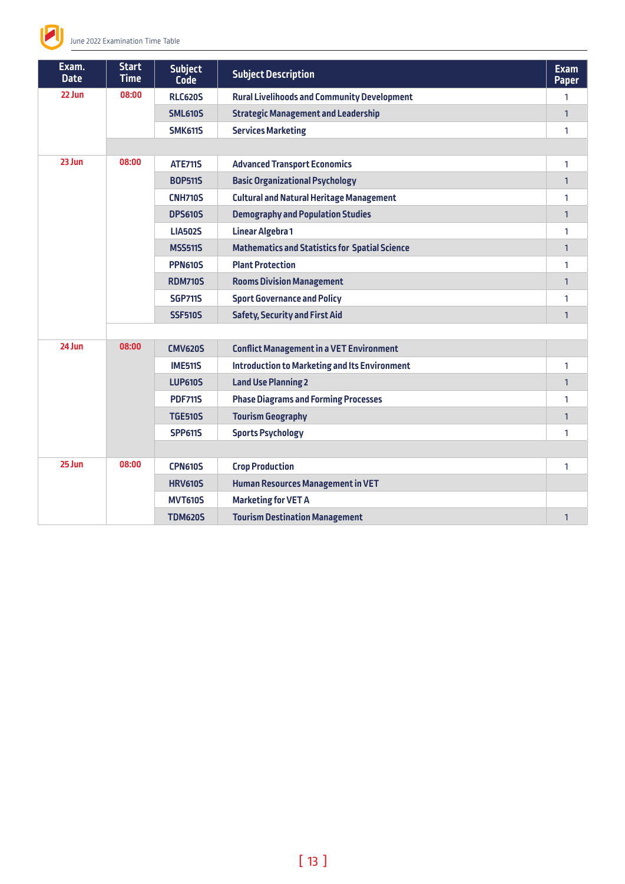| Exam. Date | Start Time | Subject Code | Subject Description | Exam Paper |
|---|---|---|---|---|
| 22 Jun | 08:00 | RLC620S | Rural Livelihoods and Community Development | 1 |
| | | SML610S | Strategic Management and Leadership | 1 |
| | | SMK611S | Services Marketing | 1 |
| | | | | |
| 23 Jun | 08:00 | ATE711S | Advanced Transport Economics | 1 |
| | | BOP511S | Basic Organizational Psychology | 1 |
| | | CNH710S | Cultural and Natural Heritage Management | 1 |
| | | DPS610S | Demography and Population Studies | 1 |
| | | LIA502S | Linear Algebra 1 | 1 |
| | | MSS511S | Mathematics and Statistics for Spatial Science | 1 |
| | | PPN610S | Plant Protection | 1 |
| | | RDM710S | Rooms Division Management | 1 |
| | | SGP711S | Sport Governance and Policy | 1 |
| | | SSF510S | Safety, Security and First Aid | 1 |
| | | | | |
| 24 Jun | 08:00 | CMV620S | Conflict Management in a VET Environment | |
| | | IME511S | Introduction to Marketing and Its Environment | 1 |
| | | LUP610S | Land Use Planning 2 | 1 |
| | | PDF711S | Phase Diagrams and Forming Processes | 1 |
| | | TGE510S | Tourism Geography | 1 |
| | | SPP611S | Sports Psychology | 1 |
| | | | | |
| 25 Jun | 08:00 | CPN610S | Crop Production | 1 |
| | | HRV610S | Human Resources Management in VET | |
| | | MVT610S | Marketing for VET A | |
| | | TDM620S | Tourism Destination Management | 1 |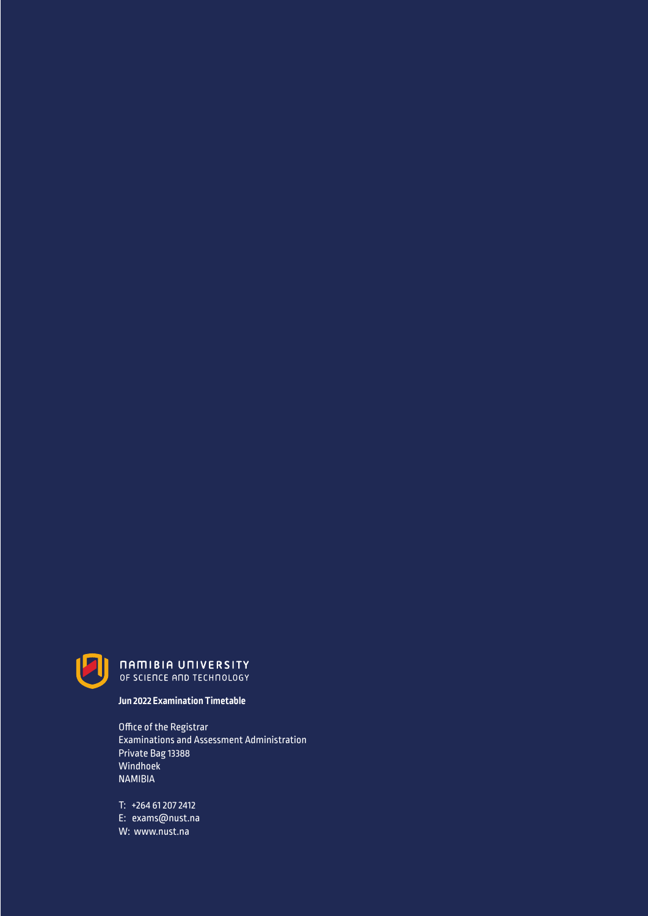NAMIBIA UNIVERSITY
OF SCIENCE AND TECHNOLOGY

**Jun 2022 Examination Timetable**

Office of the Registrar
Examinations and Assessment Administration
Private Bag 13388
Windhoek
NAMIBIA

T: +264 61 207 2412
E: exams@nust.na
W: www.nust.na